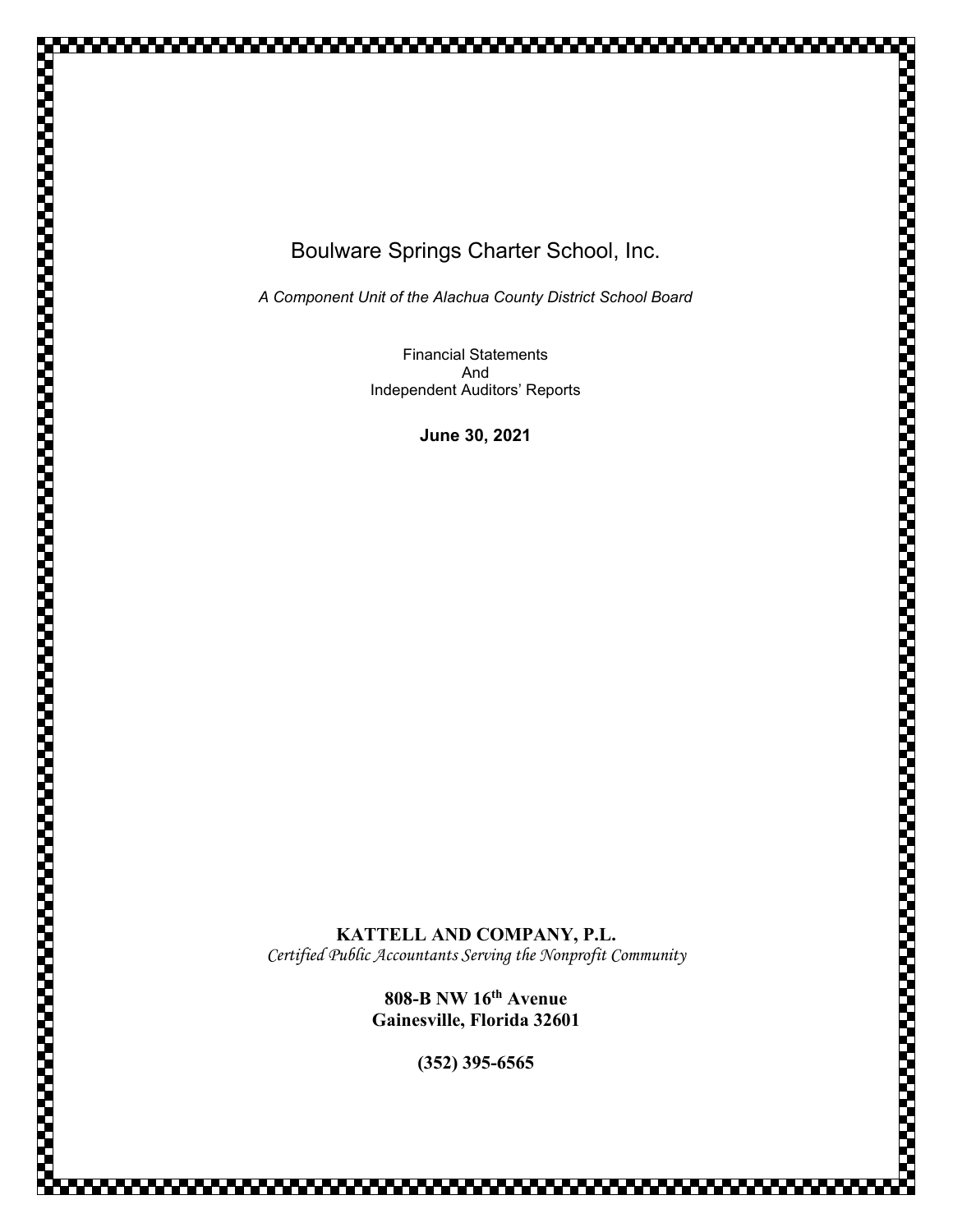# Boulware Springs Charter School, Inc.

*A Component Unit of the Alachua County District School Board*

Financial Statements
And
Independent Auditors' Reports

**June 30, 2021**

**KATTELL AND COMPANY, P.L.**
*Certified Public Accountants Serving the Nonprofit Community*

**808-B NW 16th Avenue**
**Gainesville, Florida 32601**

**(352) 395-6565**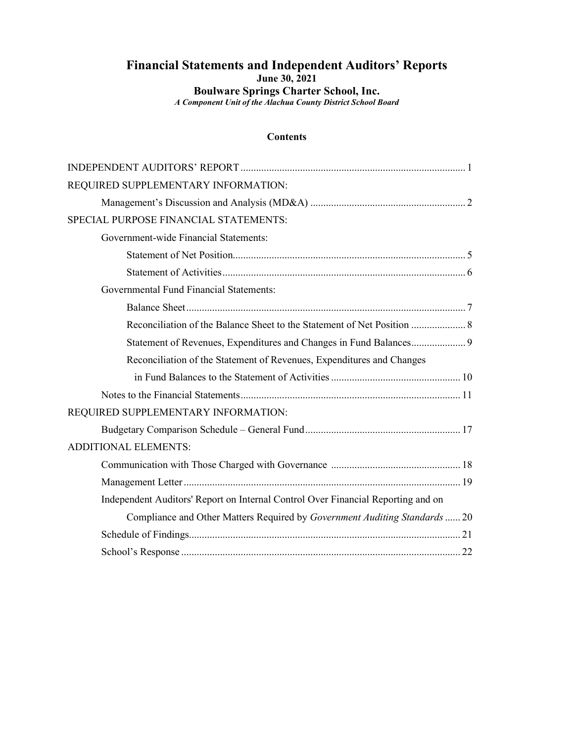# Financial Statements and Independent Auditors' Reports

**June 30, 2021**

**Boulware Springs Charter School, Inc.**

***A Component Unit of the Alachua County District School Board***

## Contents

INDEPENDENT AUDITORS' REPORT ..... 1

REQUIRED SUPPLEMENTARY INFORMATION:

- Management's Discussion and Analysis (MD&A) ..... 2

SPECIAL PURPOSE FINANCIAL STATEMENTS:

- Government-wide Financial Statements:
  - Statement of Net Position ..... 5
  - Statement of Activities ..... 6
- Governmental Fund Financial Statements:
  - Balance Sheet ..... 7
  - Reconciliation of the Balance Sheet to the Statement of Net Position ..... 8
  - Statement of Revenues, Expenditures and Changes in Fund Balances ..... 9
  - Reconciliation of the Statement of Revenues, Expenditures and Changes in Fund Balances to the Statement of Activities ..... 10
- Notes to the Financial Statements ..... 11

REQUIRED SUPPLEMENTARY INFORMATION:

- Budgetary Comparison Schedule – General Fund ..... 17

ADDITIONAL ELEMENTS:

- Communication with Those Charged with Governance ..... 18
- Management Letter ..... 19
- Independent Auditors' Report on Internal Control Over Financial Reporting and on Compliance and Other Matters Required by *Government Auditing Standards* ..... 20
- Schedule of Findings ..... 21
- School's Response ..... 22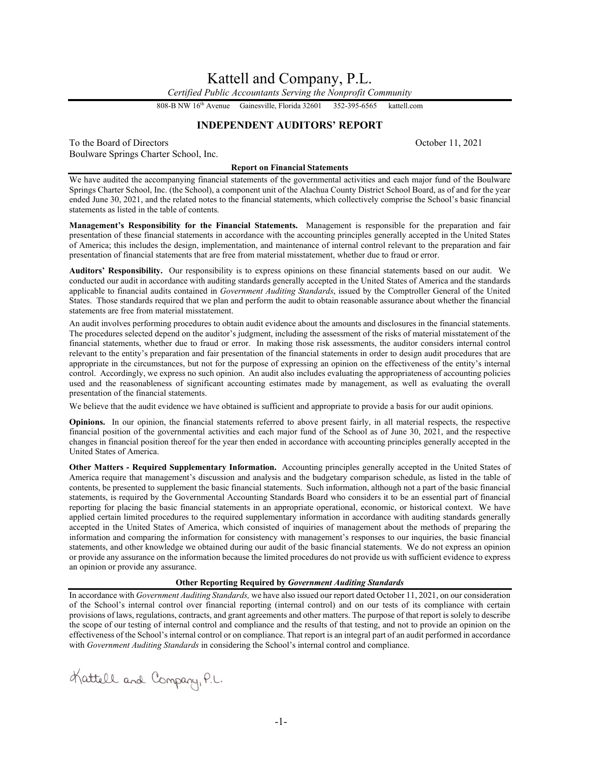# Kattell and Company, P.L.

*Certified Public Accountants Serving the Nonprofit Community*

808-B NW 16th Avenue Gainesville, Florida 32601 352-395-6565 kattell.com

## INDEPENDENT AUDITORS' REPORT

To the Board of Directors
Boulware Springs Charter School, Inc.

October 11, 2021

### Report on Financial Statements

We have audited the accompanying financial statements of the governmental activities and each major fund of the Boulware Springs Charter School, Inc. (the School), a component unit of the Alachua County District School Board, as of and for the year ended June 30, 2021, and the related notes to the financial statements, which collectively comprise the School's basic financial statements as listed in the table of contents.

**Management's Responsibility for the Financial Statements.** Management is responsible for the preparation and fair presentation of these financial statements in accordance with the accounting principles generally accepted in the United States of America; this includes the design, implementation, and maintenance of internal control relevant to the preparation and fair presentation of financial statements that are free from material misstatement, whether due to fraud or error.

**Auditors' Responsibility.** Our responsibility is to express opinions on these financial statements based on our audit. We conducted our audit in accordance with auditing standards generally accepted in the United States of America and the standards applicable to financial audits contained in *Government Auditing Standards*, issued by the Comptroller General of the United States. Those standards required that we plan and perform the audit to obtain reasonable assurance about whether the financial statements are free from material misstatement.

An audit involves performing procedures to obtain audit evidence about the amounts and disclosures in the financial statements. The procedures selected depend on the auditor's judgment, including the assessment of the risks of material misstatement of the financial statements, whether due to fraud or error. In making those risk assessments, the auditor considers internal control relevant to the entity's preparation and fair presentation of the financial statements in order to design audit procedures that are appropriate in the circumstances, but not for the purpose of expressing an opinion on the effectiveness of the entity's internal control. Accordingly, we express no such opinion. An audit also includes evaluating the appropriateness of accounting policies used and the reasonableness of significant accounting estimates made by management, as well as evaluating the overall presentation of the financial statements.

We believe that the audit evidence we have obtained is sufficient and appropriate to provide a basis for our audit opinions.

**Opinions.** In our opinion, the financial statements referred to above present fairly, in all material respects, the respective financial position of the governmental activities and each major fund of the School as of June 30, 2021, and the respective changes in financial position thereof for the year then ended in accordance with accounting principles generally accepted in the United States of America.

**Other Matters - Required Supplementary Information.** Accounting principles generally accepted in the United States of America require that management's discussion and analysis and the budgetary comparison schedule, as listed in the table of contents, be presented to supplement the basic financial statements. Such information, although not a part of the basic financial statements, is required by the Governmental Accounting Standards Board who considers it to be an essential part of financial reporting for placing the basic financial statements in an appropriate operational, economic, or historical context. We have applied certain limited procedures to the required supplementary information in accordance with auditing standards generally accepted in the United States of America, which consisted of inquiries of management about the methods of preparing the information and comparing the information for consistency with management's responses to our inquiries, the basic financial statements, and other knowledge we obtained during our audit of the basic financial statements. We do not express an opinion or provide any assurance on the information because the limited procedures do not provide us with sufficient evidence to express an opinion or provide any assurance.

### Other Reporting Required by *Government Auditing Standards*

In accordance with *Government Auditing Standards,* we have also issued our report dated October 11, 2021, on our consideration of the School's internal control over financial reporting (internal control) and on our tests of its compliance with certain provisions of laws, regulations, contracts, and grant agreements and other matters. The purpose of that report is solely to describe the scope of our testing of internal control and compliance and the results of that testing, and not to provide an opinion on the effectiveness of the School's internal control or on compliance. That report is an integral part of an audit performed in accordance with *Government Auditing Standards* in considering the School's internal control and compliance.

Kattell and Company, P.L.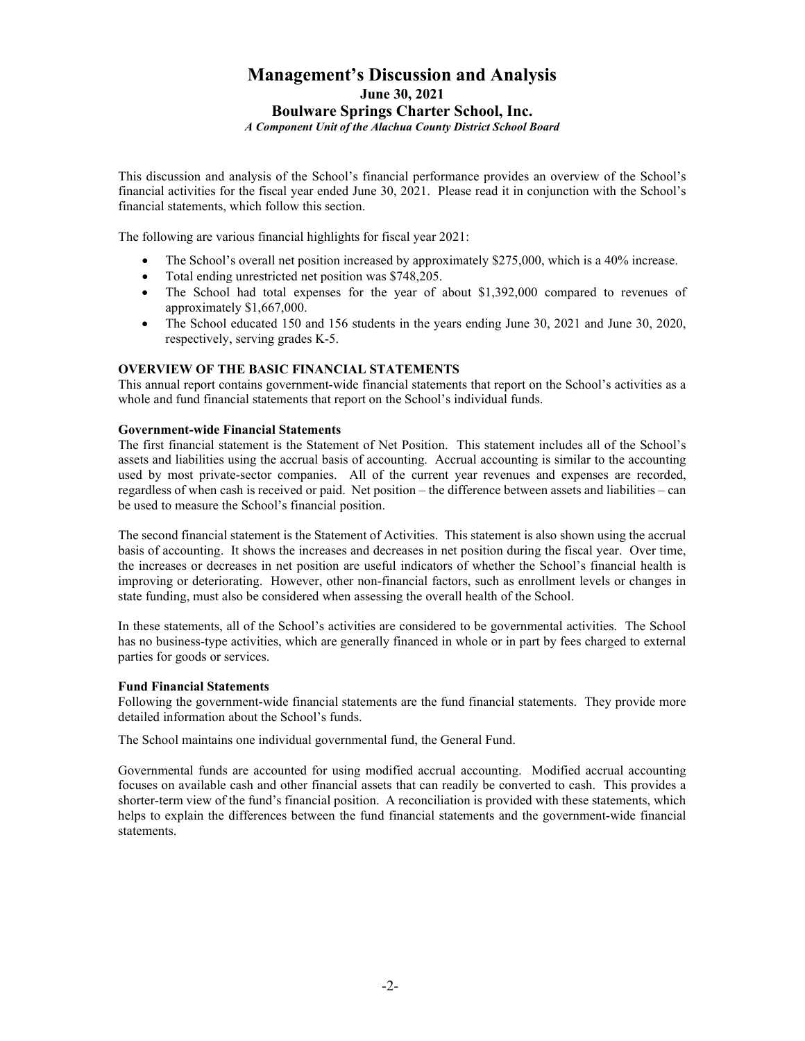# Management's Discussion and Analysis
## June 30, 2021
## Boulware Springs Charter School, Inc.
***A Component Unit of the Alachua County District School Board***

This discussion and analysis of the School's financial performance provides an overview of the School's financial activities for the fiscal year ended June 30, 2021. Please read it in conjunction with the School's financial statements, which follow this section.

The following are various financial highlights for fiscal year 2021:

- The School's overall net position increased by approximately $275,000, which is a 40% increase.
- Total ending unrestricted net position was $748,205.
- The School had total expenses for the year of about $1,392,000 compared to revenues of approximately $1,667,000.
- The School educated 150 and 156 students in the years ending June 30, 2021 and June 30, 2020, respectively, serving grades K-5.

**OVERVIEW OF THE BASIC FINANCIAL STATEMENTS**

This annual report contains government-wide financial statements that report on the School's activities as a whole and fund financial statements that report on the School's individual funds.

**Government-wide Financial Statements**

The first financial statement is the Statement of Net Position. This statement includes all of the School's assets and liabilities using the accrual basis of accounting. Accrual accounting is similar to the accounting used by most private-sector companies. All of the current year revenues and expenses are recorded, regardless of when cash is received or paid. Net position – the difference between assets and liabilities – can be used to measure the School's financial position.

The second financial statement is the Statement of Activities. This statement is also shown using the accrual basis of accounting. It shows the increases and decreases in net position during the fiscal year. Over time, the increases or decreases in net position are useful indicators of whether the School's financial health is improving or deteriorating. However, other non-financial factors, such as enrollment levels or changes in state funding, must also be considered when assessing the overall health of the School.

In these statements, all of the School's activities are considered to be governmental activities. The School has no business-type activities, which are generally financed in whole or in part by fees charged to external parties for goods or services.

**Fund Financial Statements**

Following the government-wide financial statements are the fund financial statements. They provide more detailed information about the School's funds.

The School maintains one individual governmental fund, the General Fund.

Governmental funds are accounted for using modified accrual accounting. Modified accrual accounting focuses on available cash and other financial assets that can readily be converted to cash. This provides a shorter-term view of the fund's financial position. A reconciliation is provided with these statements, which helps to explain the differences between the fund financial statements and the government-wide financial statements.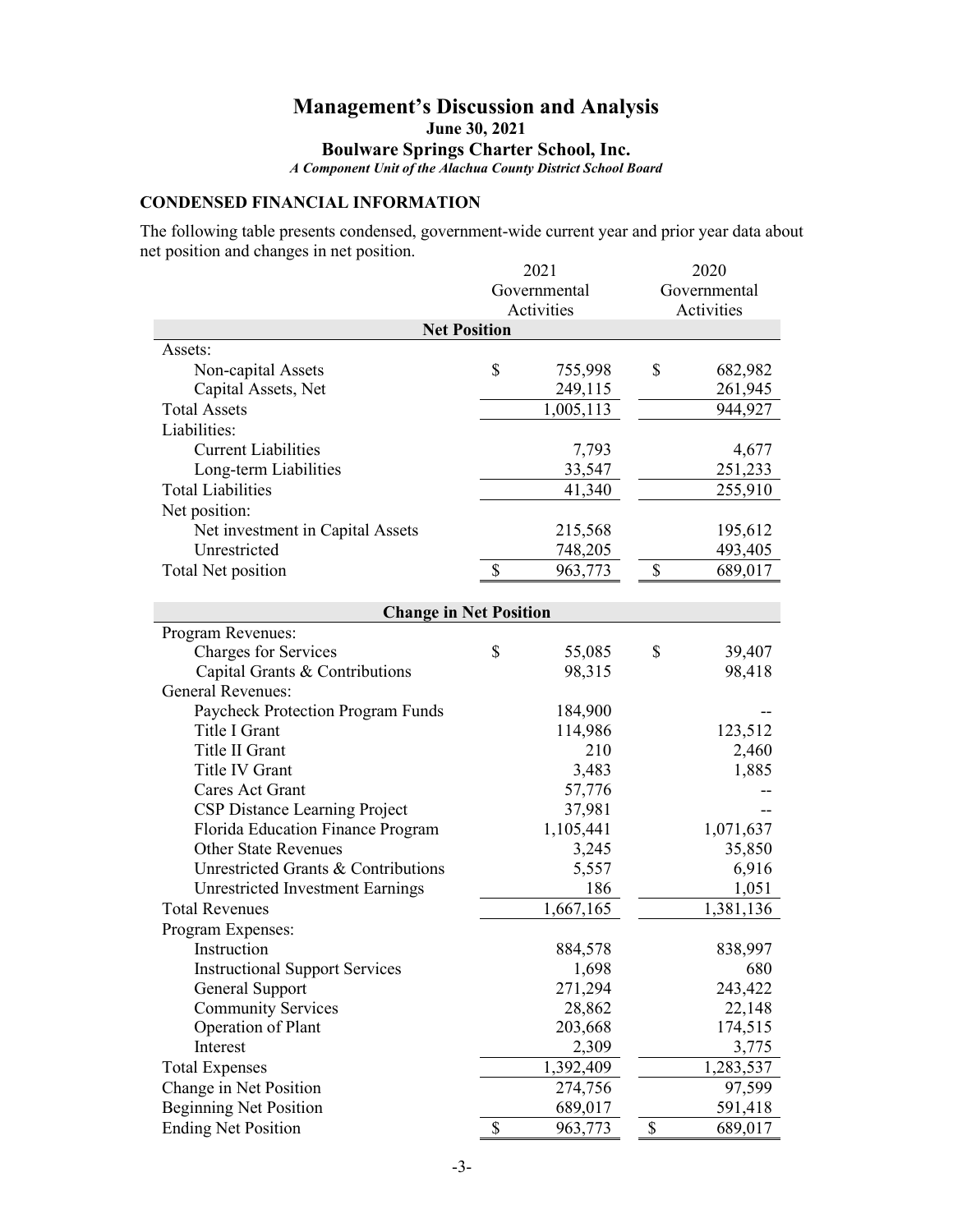# Management's Discussion and Analysis

**June 30, 2021**

**Boulware Springs Charter School, Inc.**

*A Component Unit of the Alachua County District School Board*

## CONDENSED FINANCIAL INFORMATION

The following table presents condensed, government-wide current year and prior year data about net position and changes in net position.

| | 2021 Governmental Activities | 2020 Governmental Activities |
|---|---|---|
| **Net Position** | | |
| Assets: | | |
| Non-capital Assets | $ 755,998 | $ 682,982 |
| Capital Assets, Net | 249,115 | 261,945 |
| Total Assets | 1,005,113 | 944,927 |
| Liabilities: | | |
| Current Liabilities | 7,793 | 4,677 |
| Long-term Liabilities | 33,547 | 251,233 |
| Total Liabilities | 41,340 | 255,910 |
| Net position: | | |
| Net investment in Capital Assets | 215,568 | 195,612 |
| Unrestricted | 748,205 | 493,405 |
| Total Net position | $ 963,773 | $ 689,017 |
| **Change in Net Position** | | |
| Program Revenues: | | |
| Charges for Services | $ 55,085 | $ 39,407 |
| Capital Grants & Contributions | 98,315 | 98,418 |
| General Revenues: | | |
| Paycheck Protection Program Funds | 184,900 | -- |
| Title I Grant | 114,986 | 123,512 |
| Title II Grant | 210 | 2,460 |
| Title IV Grant | 3,483 | 1,885 |
| Cares Act Grant | 57,776 | -- |
| CSP Distance Learning Project | 37,981 | -- |
| Florida Education Finance Program | 1,105,441 | 1,071,637 |
| Other State Revenues | 3,245 | 35,850 |
| Unrestricted Grants & Contributions | 5,557 | 6,916 |
| Unrestricted Investment Earnings | 186 | 1,051 |
| Total Revenues | 1,667,165 | 1,381,136 |
| Program Expenses: | | |
| Instruction | 884,578 | 838,997 |
| Instructional Support Services | 1,698 | 680 |
| General Support | 271,294 | 243,422 |
| Community Services | 28,862 | 22,148 |
| Operation of Plant | 203,668 | 174,515 |
| Interest | 2,309 | 3,775 |
| Total Expenses | 1,392,409 | 1,283,537 |
| Change in Net Position | 274,756 | 97,599 |
| Beginning Net Position | 689,017 | 591,418 |
| Ending Net Position | $ 963,773 | $ 689,017 |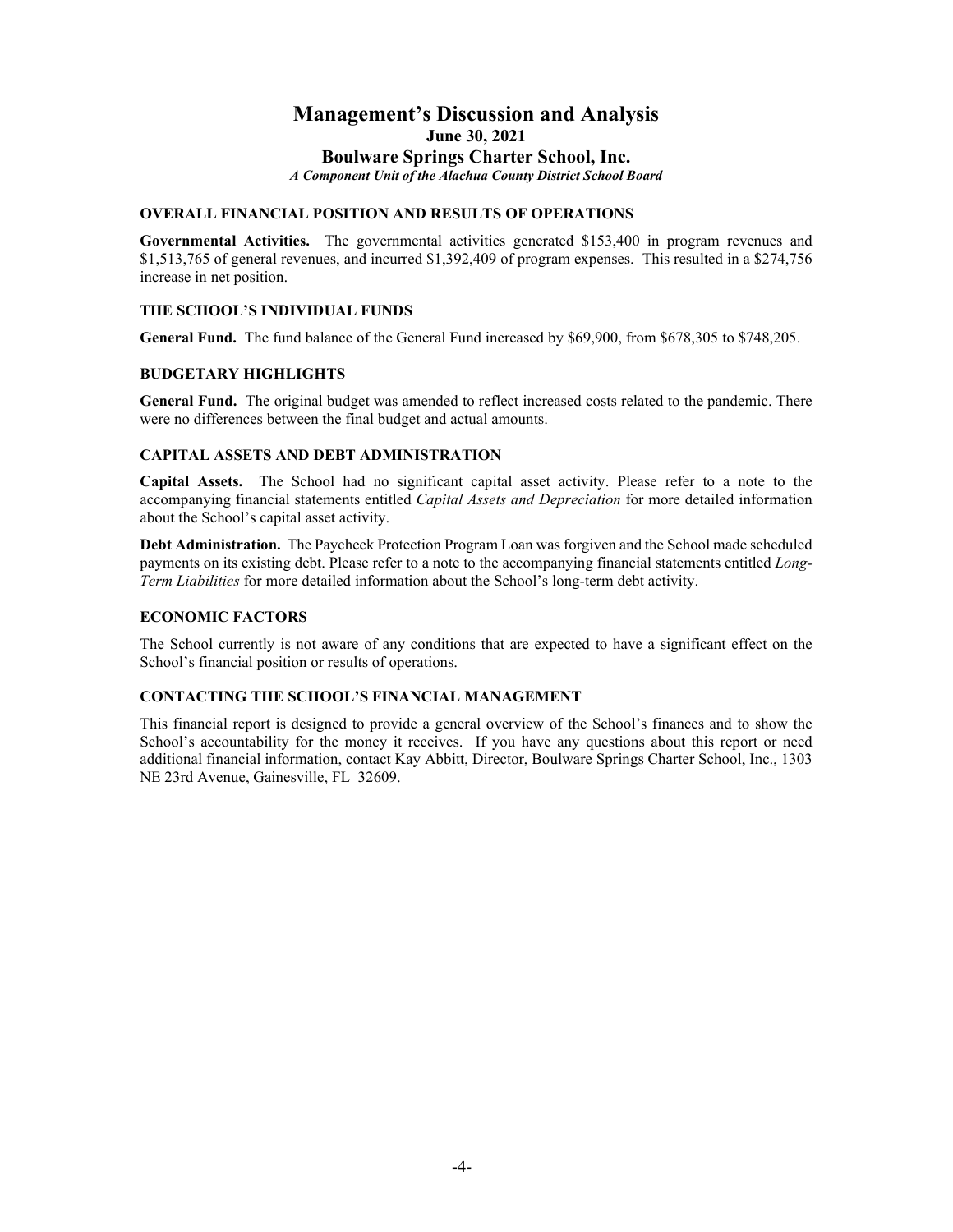# Management's Discussion and Analysis

**June 30, 2021**

**Boulware Springs Charter School, Inc.**

***A Component Unit of the Alachua County District School Board***

## OVERALL FINANCIAL POSITION AND RESULTS OF OPERATIONS

**Governmental Activities.** The governmental activities generated $153,400 in program revenues and $1,513,765 of general revenues, and incurred $1,392,409 of program expenses. This resulted in a $274,756 increase in net position.

## THE SCHOOL'S INDIVIDUAL FUNDS

**General Fund.** The fund balance of the General Fund increased by $69,900, from $678,305 to $748,205.

## BUDGETARY HIGHLIGHTS

**General Fund.** The original budget was amended to reflect increased costs related to the pandemic. There were no differences between the final budget and actual amounts.

## CAPITAL ASSETS AND DEBT ADMINISTRATION

**Capital Assets.** The School had no significant capital asset activity. Please refer to a note to the accompanying financial statements entitled *Capital Assets and Depreciation* for more detailed information about the School's capital asset activity.

**Debt Administration.** The Paycheck Protection Program Loan was forgiven and the School made scheduled payments on its existing debt. Please refer to a note to the accompanying financial statements entitled *Long-Term Liabilities* for more detailed information about the School's long-term debt activity.

## ECONOMIC FACTORS

The School currently is not aware of any conditions that are expected to have a significant effect on the School's financial position or results of operations.

## CONTACTING THE SCHOOL'S FINANCIAL MANAGEMENT

This financial report is designed to provide a general overview of the School's finances and to show the School's accountability for the money it receives. If you have any questions about this report or need additional financial information, contact Kay Abbitt, Director, Boulware Springs Charter School, Inc., 1303 NE 23rd Avenue, Gainesville, FL 32609.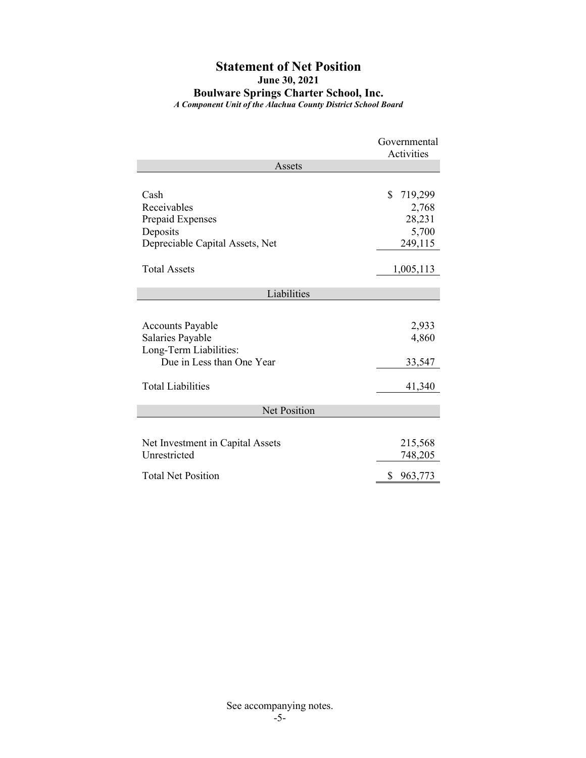# Statement of Net Position

**June 30, 2021**

**Boulware Springs Charter School, Inc.**

***A Component Unit of the Alachua County District School Board***

| | Governmental Activities |
|---|---|
| **Assets** | |
| Cash | $ 719,299 |
| Receivables | 2,768 |
| Prepaid Expenses | 28,231 |
| Deposits | 5,700 |
| Depreciable Capital Assets, Net | 249,115 |
| Total Assets | 1,005,113 |
| **Liabilities** | |
| Accounts Payable | 2,933 |
| Salaries Payable | 4,860 |
| Long-Term Liabilities: | |
| Due in Less than One Year | 33,547 |
| Total Liabilities | 41,340 |
| **Net Position** | |
| Net Investment in Capital Assets | 215,568 |
| Unrestricted | 748,205 |
| Total Net Position | $ 963,773 |

See accompanying notes.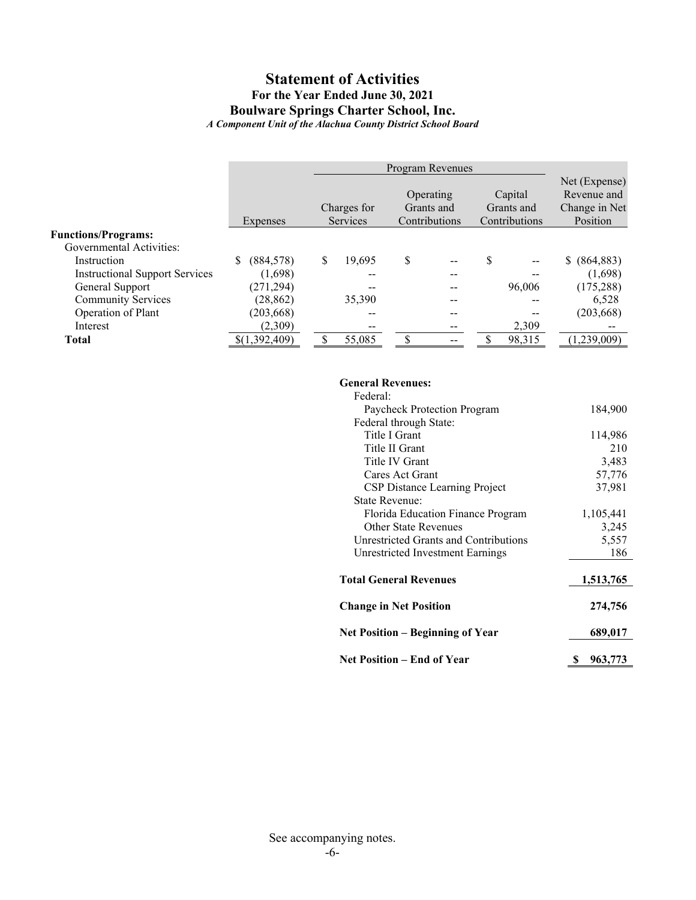# Statement of Activities

**For the Year Ended June 30, 2021**

**Boulware Springs Charter School, Inc.**

*A Component Unit of the Alachua County District School Board*

| | Expenses | Program Revenues | | | Net (Expense) Revenue and Change in Net Position |
|---|---|---|---|---|---|
| | | Charges for Services | Operating Grants and Contributions | Capital Grants and Contributions | |
| **Functions/Programs:** | | | | | |
| Governmental Activities: | | | | | |
| Instruction | $ (884,578) | $ 19,695 | $ -- | $ -- | $ (864,883) |
| Instructional Support Services | (1,698) | -- | -- | -- | (1,698) |
| General Support | (271,294) | -- | -- | 96,006 | (175,288) |
| Community Services | (28,862) | 35,390 | -- | -- | 6,528 |
| Operation of Plant | (203,668) | -- | -- | -- | (203,668) |
| Interest | (2,309) | -- | -- | 2,309 | -- |
| **Total** | $(1,392,409) | $ 55,085 | $ -- | $ 98,315 | (1,239,009) |

| | |
|---|---|
| **General Revenues:** | |
| Federal: | |
| Paycheck Protection Program | 184,900 |
| Federal through State: | |
| Title I Grant | 114,986 |
| Title II Grant | 210 |
| Title IV Grant | 3,483 |
| Cares Act Grant | 57,776 |
| CSP Distance Learning Project | 37,981 |
| State Revenue: | |
| Florida Education Finance Program | 1,105,441 |
| Other State Revenues | 3,245 |
| Unrestricted Grants and Contributions | 5,557 |
| Unrestricted Investment Earnings | 186 |
| **Total General Revenues** | **1,513,765** |
| **Change in Net Position** | **274,756** |
| **Net Position – Beginning of Year** | **689,017** |
| **Net Position – End of Year** | **$ 963,773** |

See accompanying notes.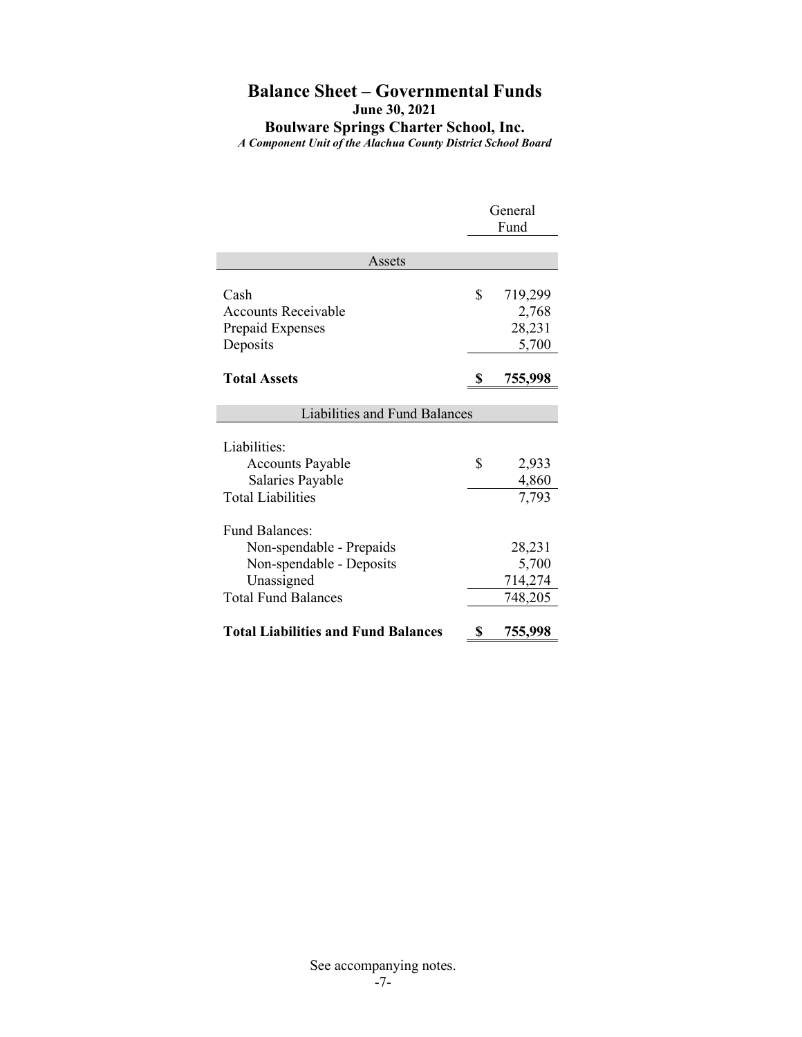# Balance Sheet – Governmental Funds

**June 30, 2021**

**Boulware Springs Charter School, Inc.**

***A Component Unit of the Alachua County District School Board***

| | General Fund |
|---|---|
| **Assets** | |
| Cash | $ 719,299 |
| Accounts Receivable | 2,768 |
| Prepaid Expenses | 28,231 |
| Deposits | 5,700 |
| **Total Assets** | **$ 755,998** |
| **Liabilities and Fund Balances** | |
| Liabilities: | |
| Accounts Payable | $ 2,933 |
| Salaries Payable | 4,860 |
| Total Liabilities | 7,793 |
| Fund Balances: | |
| Non-spendable - Prepaids | 28,231 |
| Non-spendable - Deposits | 5,700 |
| Unassigned | 714,274 |
| Total Fund Balances | 748,205 |
| **Total Liabilities and Fund Balances** | **$ 755,998** |

See accompanying notes.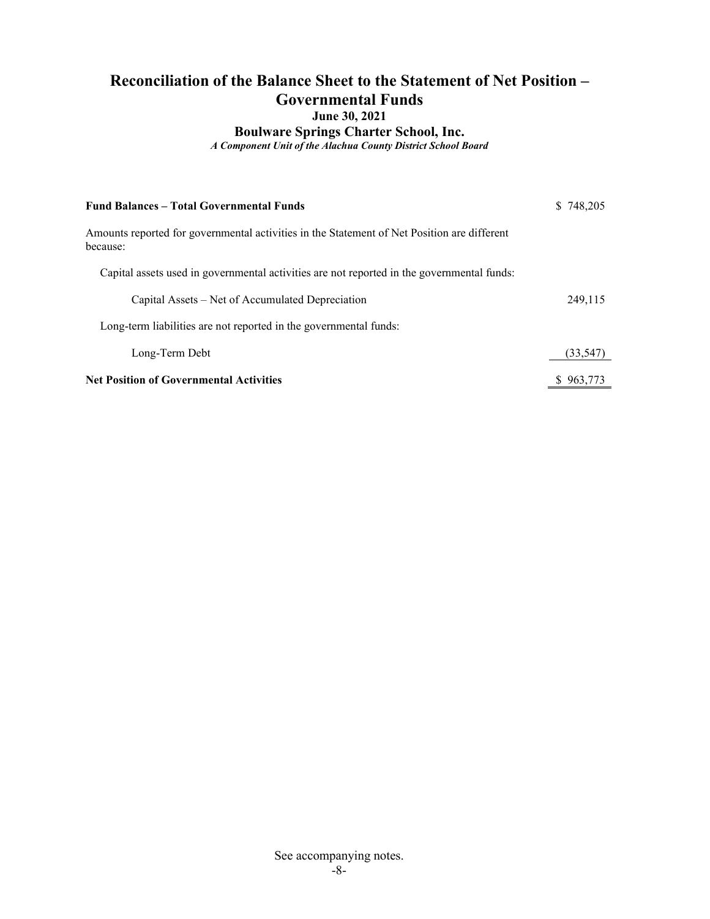# Reconciliation of the Balance Sheet to the Statement of Net Position – Governmental Funds

**June 30, 2021**

**Boulware Springs Charter School, Inc.**

***A Component Unit of the Alachua County District School Board***

| | |
|---|---|
| **Fund Balances – Total Governmental Funds** | $ 748,205 |
| Amounts reported for governmental activities in the Statement of Net Position are different because: | |
| Capital assets used in governmental activities are not reported in the governmental funds: | |
| Capital Assets – Net of Accumulated Depreciation | 249,115 |
| Long-term liabilities are not reported in the governmental funds: | |
| Long-Term Debt | (33,547) |
| **Net Position of Governmental Activities** | $ 963,773 |

See accompanying notes.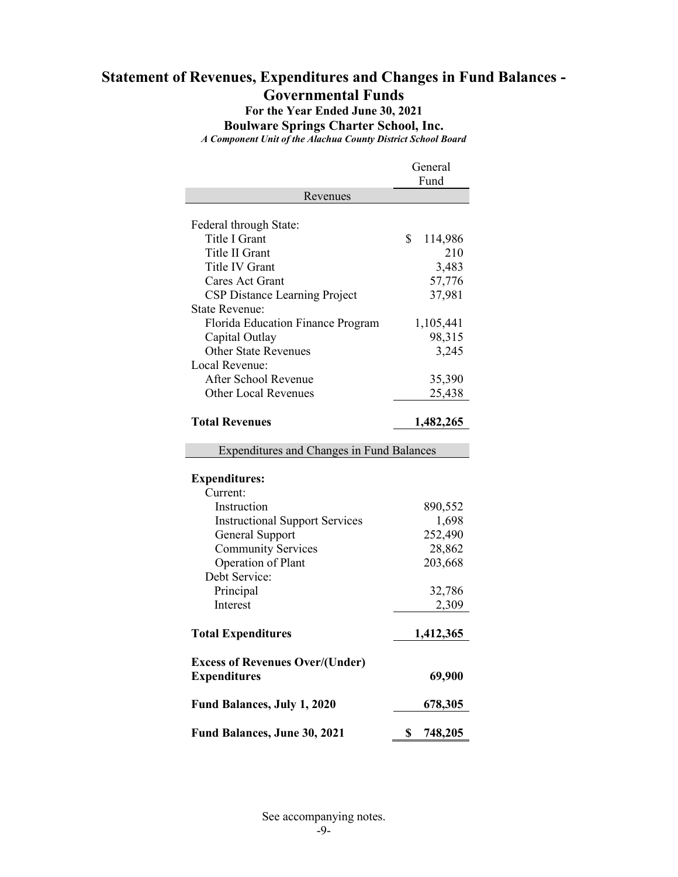# Statement of Revenues, Expenditures and Changes in Fund Balances - Governmental Funds

**For the Year Ended June 30, 2021**

**Boulware Springs Charter School, Inc.**

*A Component Unit of the Alachua County District School Board*

| | General Fund |
|---|---|
| **Revenues** | |
| Federal through State: | |
| Title I Grant | $ 114,986 |
| Title II Grant | 210 |
| Title IV Grant | 3,483 |
| Cares Act Grant | 57,776 |
| CSP Distance Learning Project | 37,981 |
| State Revenue: | |
| Florida Education Finance Program | 1,105,441 |
| Capital Outlay | 98,315 |
| Other State Revenues | 3,245 |
| Local Revenue: | |
| After School Revenue | 35,390 |
| Other Local Revenues | 25,438 |
| **Total Revenues** | **1,482,265** |
| **Expenditures and Changes in Fund Balances** | |
| **Expenditures:** | |
| Current: | |
| Instruction | 890,552 |
| Instructional Support Services | 1,698 |
| General Support | 252,490 |
| Community Services | 28,862 |
| Operation of Plant | 203,668 |
| Debt Service: | |
| Principal | 32,786 |
| Interest | 2,309 |
| **Total Expenditures** | **1,412,365** |
| **Excess of Revenues Over/(Under) Expenditures** | **69,900** |
| **Fund Balances, July 1, 2020** | **678,305** |
| **Fund Balances, June 30, 2021** | **$ 748,205** |

See accompanying notes.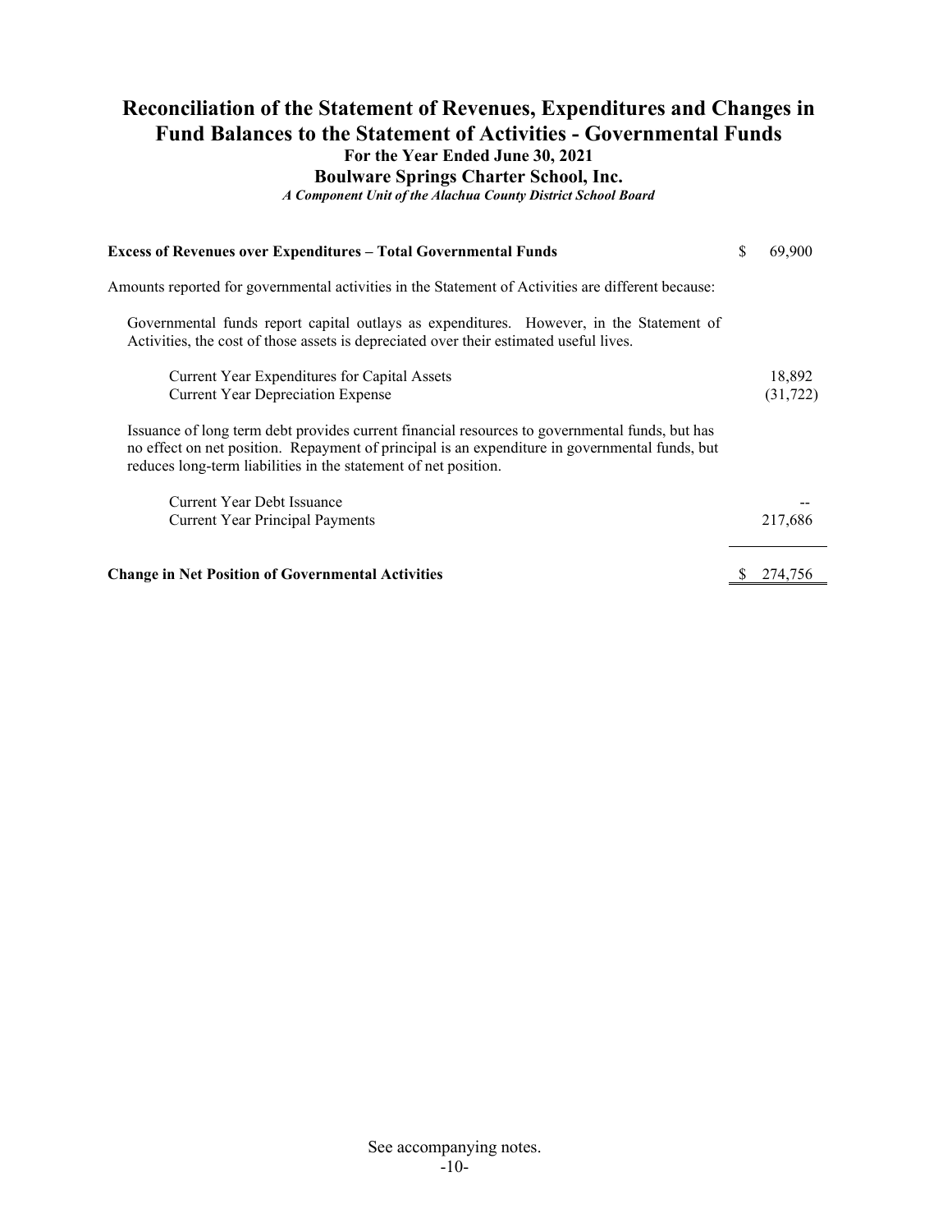# Reconciliation of the Statement of Revenues, Expenditures and Changes in Fund Balances to the Statement of Activities - Governmental Funds

**For the Year Ended June 30, 2021**

**Boulware Springs Charter School, Inc.**

***A Component Unit of the Alachua County District School Board***

| | |
|---|---|
| **Excess of Revenues over Expenditures – Total Governmental Funds** | $ 69,900 |
| Amounts reported for governmental activities in the Statement of Activities are different because: | |
| Governmental funds report capital outlays as expenditures. However, in the Statement of Activities, the cost of those assets is depreciated over their estimated useful lives. | |
| Current Year Expenditures for Capital Assets | 18,892 |
| Current Year Depreciation Expense | (31,722) |
| Issuance of long term debt provides current financial resources to governmental funds, but has no effect on net position. Repayment of principal is an expenditure in governmental funds, but reduces long-term liabilities in the statement of net position. | |
| Current Year Debt Issuance | -- |
| Current Year Principal Payments | 217,686 |
| **Change in Net Position of Governmental Activities** | $ 274,756 |

See accompanying notes.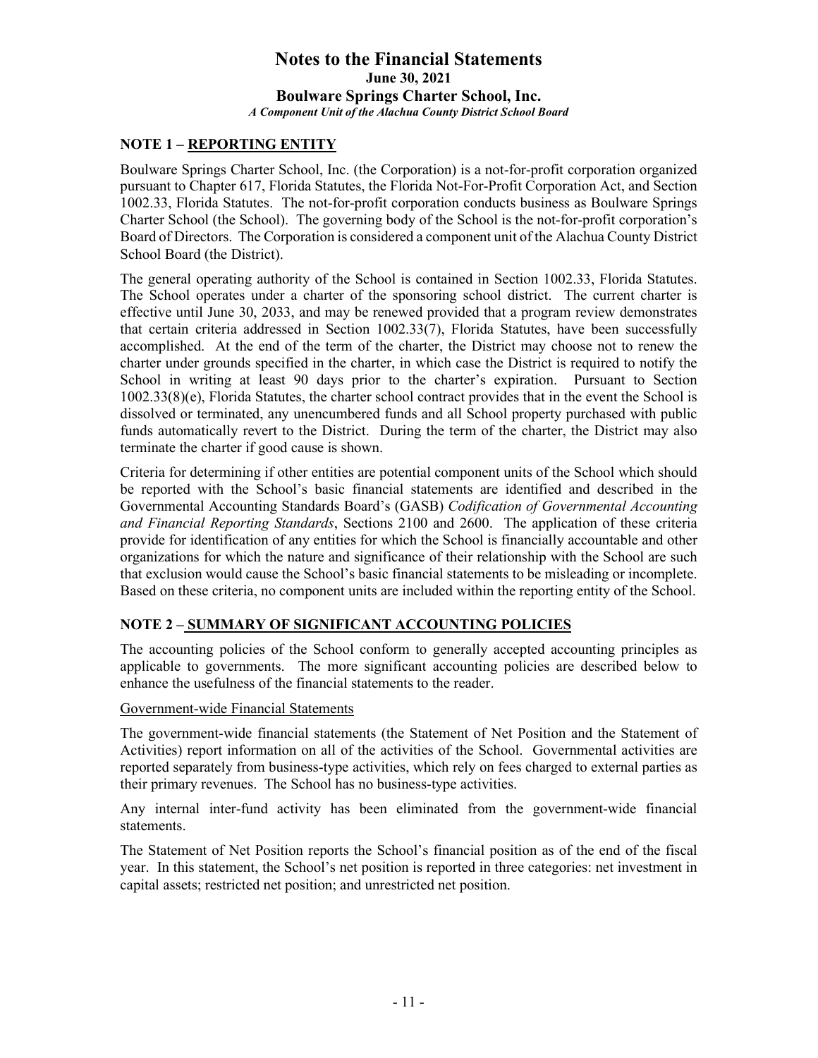# Notes to the Financial Statements
**June 30, 2021**
**Boulware Springs Charter School, Inc.**
***A Component Unit of the Alachua County District School Board***

## NOTE 1 – REPORTING ENTITY

Boulware Springs Charter School, Inc. (the Corporation) is a not-for-profit corporation organized pursuant to Chapter 617, Florida Statutes, the Florida Not-For-Profit Corporation Act, and Section 1002.33, Florida Statutes. The not-for-profit corporation conducts business as Boulware Springs Charter School (the School). The governing body of the School is the not-for-profit corporation's Board of Directors. The Corporation is considered a component unit of the Alachua County District School Board (the District).

The general operating authority of the School is contained in Section 1002.33, Florida Statutes. The School operates under a charter of the sponsoring school district. The current charter is effective until June 30, 2033, and may be renewed provided that a program review demonstrates that certain criteria addressed in Section 1002.33(7), Florida Statutes, have been successfully accomplished. At the end of the term of the charter, the District may choose not to renew the charter under grounds specified in the charter, in which case the District is required to notify the School in writing at least 90 days prior to the charter's expiration. Pursuant to Section 1002.33(8)(e), Florida Statutes, the charter school contract provides that in the event the School is dissolved or terminated, any unencumbered funds and all School property purchased with public funds automatically revert to the District. During the term of the charter, the District may also terminate the charter if good cause is shown.

Criteria for determining if other entities are potential component units of the School which should be reported with the School's basic financial statements are identified and described in the Governmental Accounting Standards Board's (GASB) *Codification of Governmental Accounting and Financial Reporting Standards*, Sections 2100 and 2600. The application of these criteria provide for identification of any entities for which the School is financially accountable and other organizations for which the nature and significance of their relationship with the School are such that exclusion would cause the School's basic financial statements to be misleading or incomplete. Based on these criteria, no component units are included within the reporting entity of the School.

## NOTE 2 – SUMMARY OF SIGNIFICANT ACCOUNTING POLICIES

The accounting policies of the School conform to generally accepted accounting principles as applicable to governments. The more significant accounting policies are described below to enhance the usefulness of the financial statements to the reader.

### Government-wide Financial Statements

The government-wide financial statements (the Statement of Net Position and the Statement of Activities) report information on all of the activities of the School. Governmental activities are reported separately from business-type activities, which rely on fees charged to external parties as their primary revenues. The School has no business-type activities.

Any internal inter-fund activity has been eliminated from the government-wide financial statements.

The Statement of Net Position reports the School's financial position as of the end of the fiscal year. In this statement, the School's net position is reported in three categories: net investment in capital assets; restricted net position; and unrestricted net position.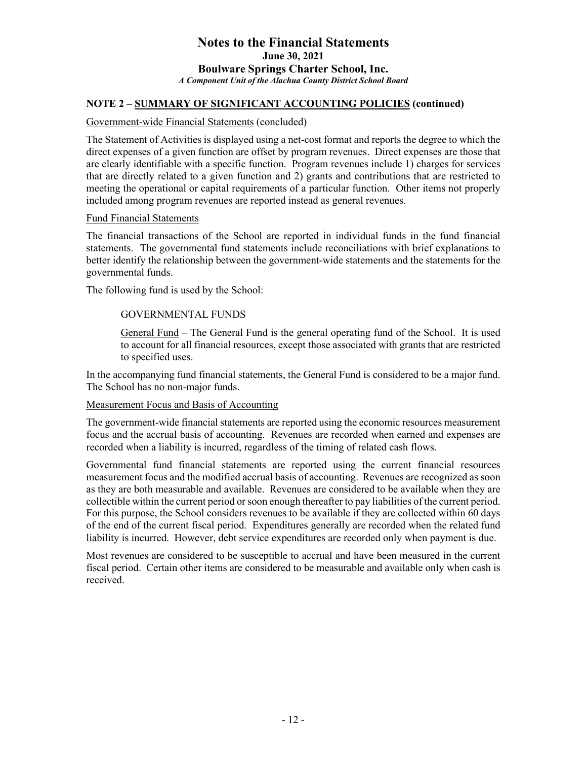# Notes to the Financial Statements

**June 30, 2021**

**Boulware Springs Charter School, Inc.**

***A Component Unit of the Alachua County District School Board***

## NOTE 2 – SUMMARY OF SIGNIFICANT ACCOUNTING POLICIES (continued)

Government-wide Financial Statements (concluded)

The Statement of Activities is displayed using a net-cost format and reports the degree to which the direct expenses of a given function are offset by program revenues. Direct expenses are those that are clearly identifiable with a specific function. Program revenues include 1) charges for services that are directly related to a given function and 2) grants and contributions that are restricted to meeting the operational or capital requirements of a particular function. Other items not properly included among program revenues are reported instead as general revenues.

Fund Financial Statements

The financial transactions of the School are reported in individual funds in the fund financial statements. The governmental fund statements include reconciliations with brief explanations to better identify the relationship between the government-wide statements and the statements for the governmental funds.

The following fund is used by the School:

GOVERNMENTAL FUNDS

General Fund – The General Fund is the general operating fund of the School. It is used to account for all financial resources, except those associated with grants that are restricted to specified uses.

In the accompanying fund financial statements, the General Fund is considered to be a major fund. The School has no non-major funds.

Measurement Focus and Basis of Accounting

The government-wide financial statements are reported using the economic resources measurement focus and the accrual basis of accounting. Revenues are recorded when earned and expenses are recorded when a liability is incurred, regardless of the timing of related cash flows.

Governmental fund financial statements are reported using the current financial resources measurement focus and the modified accrual basis of accounting. Revenues are recognized as soon as they are both measurable and available. Revenues are considered to be available when they are collectible within the current period or soon enough thereafter to pay liabilities of the current period. For this purpose, the School considers revenues to be available if they are collected within 60 days of the end of the current fiscal period. Expenditures generally are recorded when the related fund liability is incurred. However, debt service expenditures are recorded only when payment is due.

Most revenues are considered to be susceptible to accrual and have been measured in the current fiscal period. Certain other items are considered to be measurable and available only when cash is received.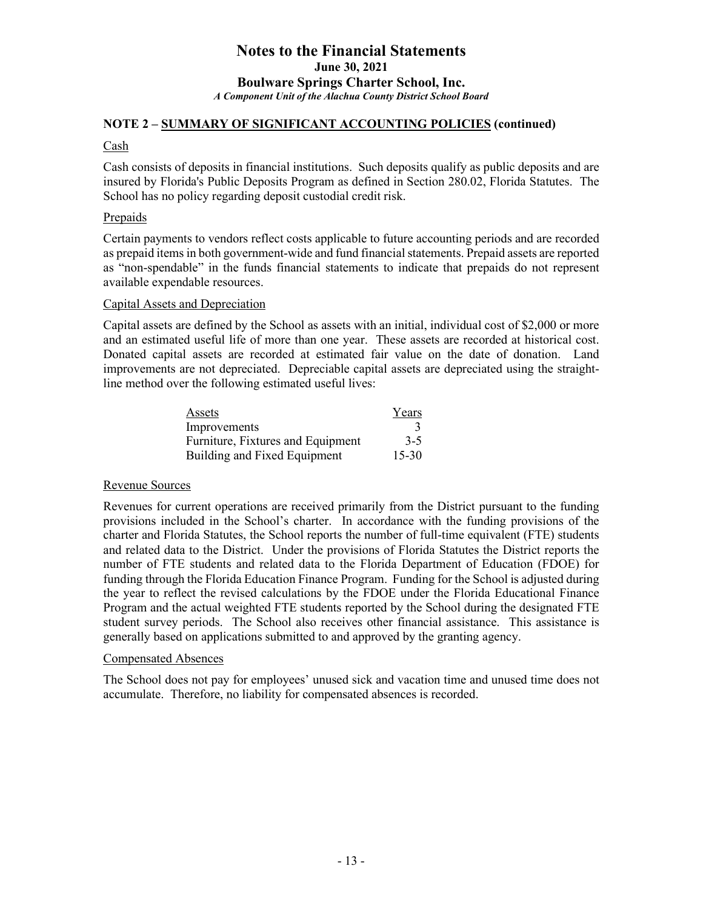# Notes to the Financial Statements

**June 30, 2021**

**Boulware Springs Charter School, Inc.**

*A Component Unit of the Alachua County District School Board*

## NOTE 2 – SUMMARY OF SIGNIFICANT ACCOUNTING POLICIES (continued)

### Cash

Cash consists of deposits in financial institutions. Such deposits qualify as public deposits and are insured by Florida's Public Deposits Program as defined in Section 280.02, Florida Statutes. The School has no policy regarding deposit custodial credit risk.

### Prepaids

Certain payments to vendors reflect costs applicable to future accounting periods and are recorded as prepaid items in both government-wide and fund financial statements. Prepaid assets are reported as "non-spendable" in the funds financial statements to indicate that prepaids do not represent available expendable resources.

### Capital Assets and Depreciation

Capital assets are defined by the School as assets with an initial, individual cost of $2,000 or more and an estimated useful life of more than one year. These assets are recorded at historical cost. Donated capital assets are recorded at estimated fair value on the date of donation. Land improvements are not depreciated. Depreciable capital assets are depreciated using the straight-line method over the following estimated useful lives:

| Assets | Years |
|---|---|
| Improvements | 3 |
| Furniture, Fixtures and Equipment | 3-5 |
| Building and Fixed Equipment | 15-30 |

### Revenue Sources

Revenues for current operations are received primarily from the District pursuant to the funding provisions included in the School's charter. In accordance with the funding provisions of the charter and Florida Statutes, the School reports the number of full-time equivalent (FTE) students and related data to the District. Under the provisions of Florida Statutes the District reports the number of FTE students and related data to the Florida Department of Education (FDOE) for funding through the Florida Education Finance Program. Funding for the School is adjusted during the year to reflect the revised calculations by the FDOE under the Florida Educational Finance Program and the actual weighted FTE students reported by the School during the designated FTE student survey periods. The School also receives other financial assistance. This assistance is generally based on applications submitted to and approved by the granting agency.

### Compensated Absences

The School does not pay for employees' unused sick and vacation time and unused time does not accumulate. Therefore, no liability for compensated absences is recorded.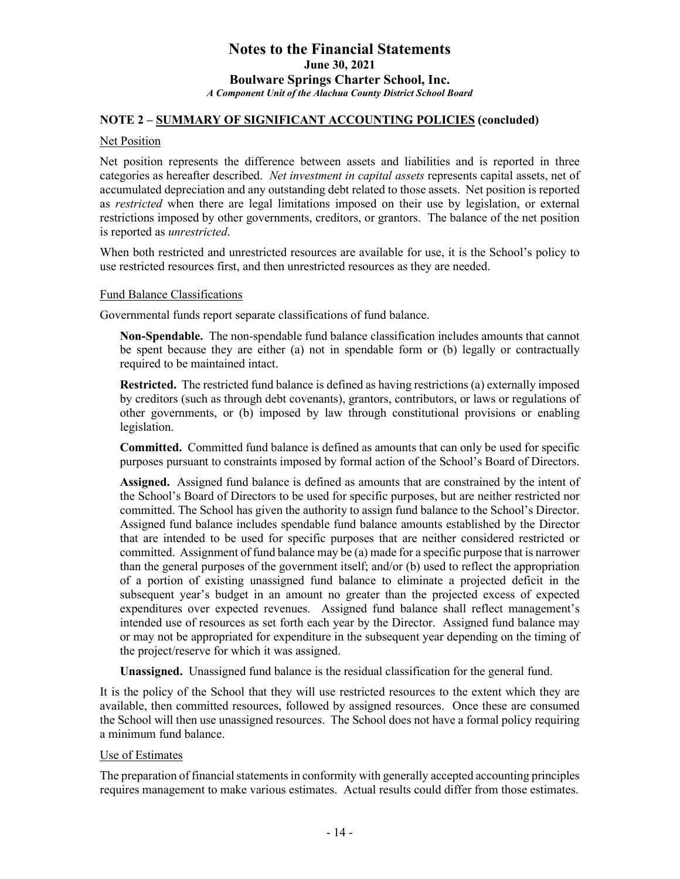# Notes to the Financial Statements

**June 30, 2021**

**Boulware Springs Charter School, Inc.**

*A Component Unit of the Alachua County District School Board*

## NOTE 2 – SUMMARY OF SIGNIFICANT ACCOUNTING POLICIES (concluded)

### Net Position

Net position represents the difference between assets and liabilities and is reported in three categories as hereafter described. *Net investment in capital assets* represents capital assets, net of accumulated depreciation and any outstanding debt related to those assets. Net position is reported as *restricted* when there are legal limitations imposed on their use by legislation, or external restrictions imposed by other governments, creditors, or grantors. The balance of the net position is reported as *unrestricted*.

When both restricted and unrestricted resources are available for use, it is the School's policy to use restricted resources first, and then unrestricted resources as they are needed.

### Fund Balance Classifications

Governmental funds report separate classifications of fund balance.

**Non-Spendable.** The non-spendable fund balance classification includes amounts that cannot be spent because they are either (a) not in spendable form or (b) legally or contractually required to be maintained intact.

**Restricted.** The restricted fund balance is defined as having restrictions (a) externally imposed by creditors (such as through debt covenants), grantors, contributors, or laws or regulations of other governments, or (b) imposed by law through constitutional provisions or enabling legislation.

**Committed.** Committed fund balance is defined as amounts that can only be used for specific purposes pursuant to constraints imposed by formal action of the School's Board of Directors.

**Assigned.** Assigned fund balance is defined as amounts that are constrained by the intent of the School's Board of Directors to be used for specific purposes, but are neither restricted nor committed. The School has given the authority to assign fund balance to the School's Director. Assigned fund balance includes spendable fund balance amounts established by the Director that are intended to be used for specific purposes that are neither considered restricted or committed. Assignment of fund balance may be (a) made for a specific purpose that is narrower than the general purposes of the government itself; and/or (b) used to reflect the appropriation of a portion of existing unassigned fund balance to eliminate a projected deficit in the subsequent year's budget in an amount no greater than the projected excess of expected expenditures over expected revenues. Assigned fund balance shall reflect management's intended use of resources as set forth each year by the Director. Assigned fund balance may or may not be appropriated for expenditure in the subsequent year depending on the timing of the project/reserve for which it was assigned.

**Unassigned.** Unassigned fund balance is the residual classification for the general fund.

It is the policy of the School that they will use restricted resources to the extent which they are available, then committed resources, followed by assigned resources. Once these are consumed the School will then use unassigned resources. The School does not have a formal policy requiring a minimum fund balance.

### Use of Estimates

The preparation of financial statements in conformity with generally accepted accounting principles requires management to make various estimates. Actual results could differ from those estimates.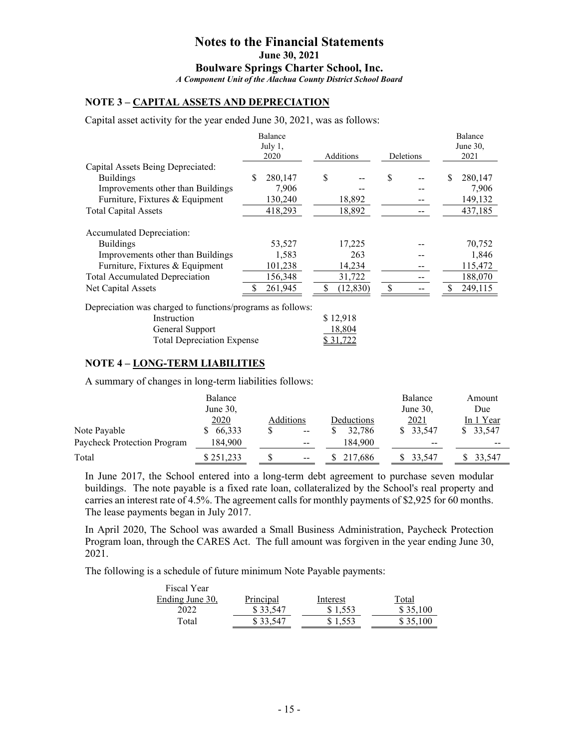# Notes to the Financial Statements

**June 30, 2021**

**Boulware Springs Charter School, Inc.**

***A Component Unit of the Alachua County District School Board***

## NOTE 3 – CAPITAL ASSETS AND DEPRECIATION

Capital asset activity for the year ended June 30, 2021, was as follows:

| | Balance July 1, 2020 | Additions | Deletions | Balance June 30, 2021 |
|---|---|---|---|---|
| Capital Assets Being Depreciated: | | | | |
| Buildings | $ 280,147 | $ -- | $ -- | $ 280,147 |
| Improvements other than Buildings | 7,906 | -- | -- | 7,906 |
| Furniture, Fixtures & Equipment | 130,240 | 18,892 | -- | 149,132 |
| Total Capital Assets | 418,293 | 18,892 | -- | 437,185 |
| Accumulated Depreciation: | | | | |
| Buildings | 53,527 | 17,225 | -- | 70,752 |
| Improvements other than Buildings | 1,583 | 263 | -- | 1,846 |
| Furniture, Fixtures & Equipment | 101,238 | 14,234 | -- | 115,472 |
| Total Accumulated Depreciation | 156,348 | 31,722 | -- | 188,070 |
| Net Capital Assets | $ 261,945 | $ (12,830) | $ -- | $ 249,115 |

Depreciation was charged to functions/programs as follows:

| | |
|---|---|
| Instruction | $ 12,918 |
| General Support | 18,804 |
| Total Depreciation Expense | $ 31,722 |

## NOTE 4 – LONG-TERM LIABILITIES

A summary of changes in long-term liabilities follows:

| | Balance June 30, 2020 | Additions | Deductions | Balance June 30, 2021 | Amount Due In 1 Year |
|---|---|---|---|---|---|
| Note Payable | $ 66,333 | $ -- | $ 32,786 | $ 33,547 | $ 33,547 |
| Paycheck Protection Program | 184,900 | -- | 184,900 | -- | -- |
| Total | $ 251,233 | $ -- | $ 217,686 | $ 33,547 | $ 33,547 |

In June 2017, the School entered into a long-term debt agreement to purchase seven modular buildings. The note payable is a fixed rate loan, collateralized by the School's real property and carries an interest rate of 4.5%. The agreement calls for monthly payments of $2,925 for 60 months. The lease payments began in July 2017.

In April 2020, The School was awarded a Small Business Administration, Paycheck Protection Program loan, through the CARES Act. The full amount was forgiven in the year ending June 30, 2021.

The following is a schedule of future minimum Note Payable payments:

| Fiscal Year Ending June 30, | Principal | Interest | Total |
|---|---|---|---|
| 2022 | $ 33,547 | $ 1,553 | $ 35,100 |
| Total | $ 33,547 | $ 1,553 | $ 35,100 |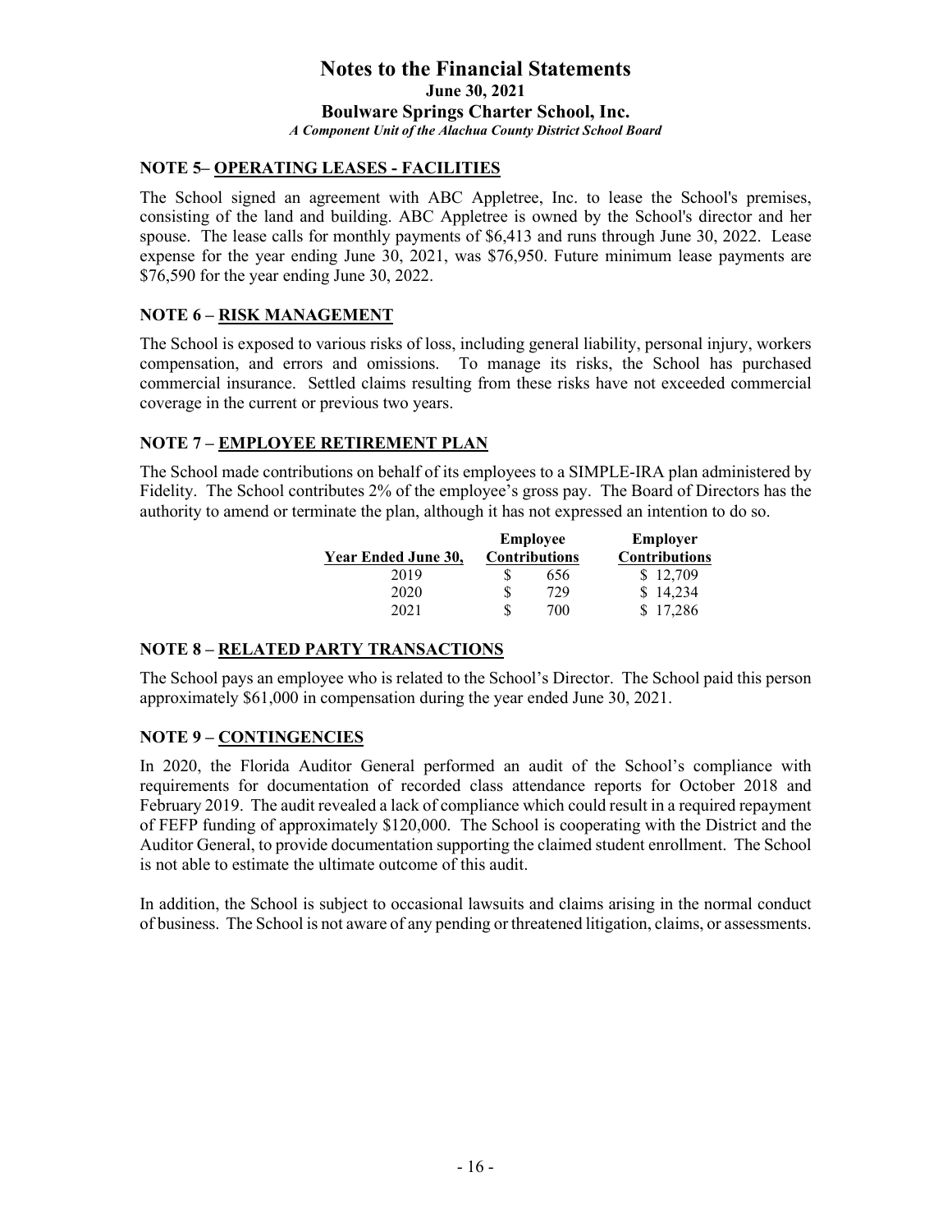# Notes to the Financial Statements

**June 30, 2021**

**Boulware Springs Charter School, Inc.**

*A Component Unit of the Alachua County District School Board*

## NOTE 5– OPERATING LEASES - FACILITIES

The School signed an agreement with ABC Appletree, Inc. to lease the School's premises, consisting of the land and building. ABC Appletree is owned by the School's director and her spouse. The lease calls for monthly payments of $6,413 and runs through June 30, 2022. Lease expense for the year ending June 30, 2021, was $76,950. Future minimum lease payments are $76,590 for the year ending June 30, 2022.

## NOTE 6 – RISK MANAGEMENT

The School is exposed to various risks of loss, including general liability, personal injury, workers compensation, and errors and omissions. To manage its risks, the School has purchased commercial insurance. Settled claims resulting from these risks have not exceeded commercial coverage in the current or previous two years.

## NOTE 7 – EMPLOYEE RETIREMENT PLAN

The School made contributions on behalf of its employees to a SIMPLE-IRA plan administered by Fidelity. The School contributes 2% of the employee's gross pay. The Board of Directors has the authority to amend or terminate the plan, although it has not expressed an intention to do so.

| Year Ended June 30, | Employee Contributions | Employer Contributions |
|---|---|---|
| 2019 | $ 656 | $ 12,709 |
| 2020 | $ 729 | $ 14,234 |
| 2021 | $ 700 | $ 17,286 |

## NOTE 8 – RELATED PARTY TRANSACTIONS

The School pays an employee who is related to the School's Director. The School paid this person approximately $61,000 in compensation during the year ended June 30, 2021.

## NOTE 9 – CONTINGENCIES

In 2020, the Florida Auditor General performed an audit of the School's compliance with requirements for documentation of recorded class attendance reports for October 2018 and February 2019. The audit revealed a lack of compliance which could result in a required repayment of FEFP funding of approximately $120,000. The School is cooperating with the District and the Auditor General, to provide documentation supporting the claimed student enrollment. The School is not able to estimate the ultimate outcome of this audit.

In addition, the School is subject to occasional lawsuits and claims arising in the normal conduct of business. The School is not aware of any pending or threatened litigation, claims, or assessments.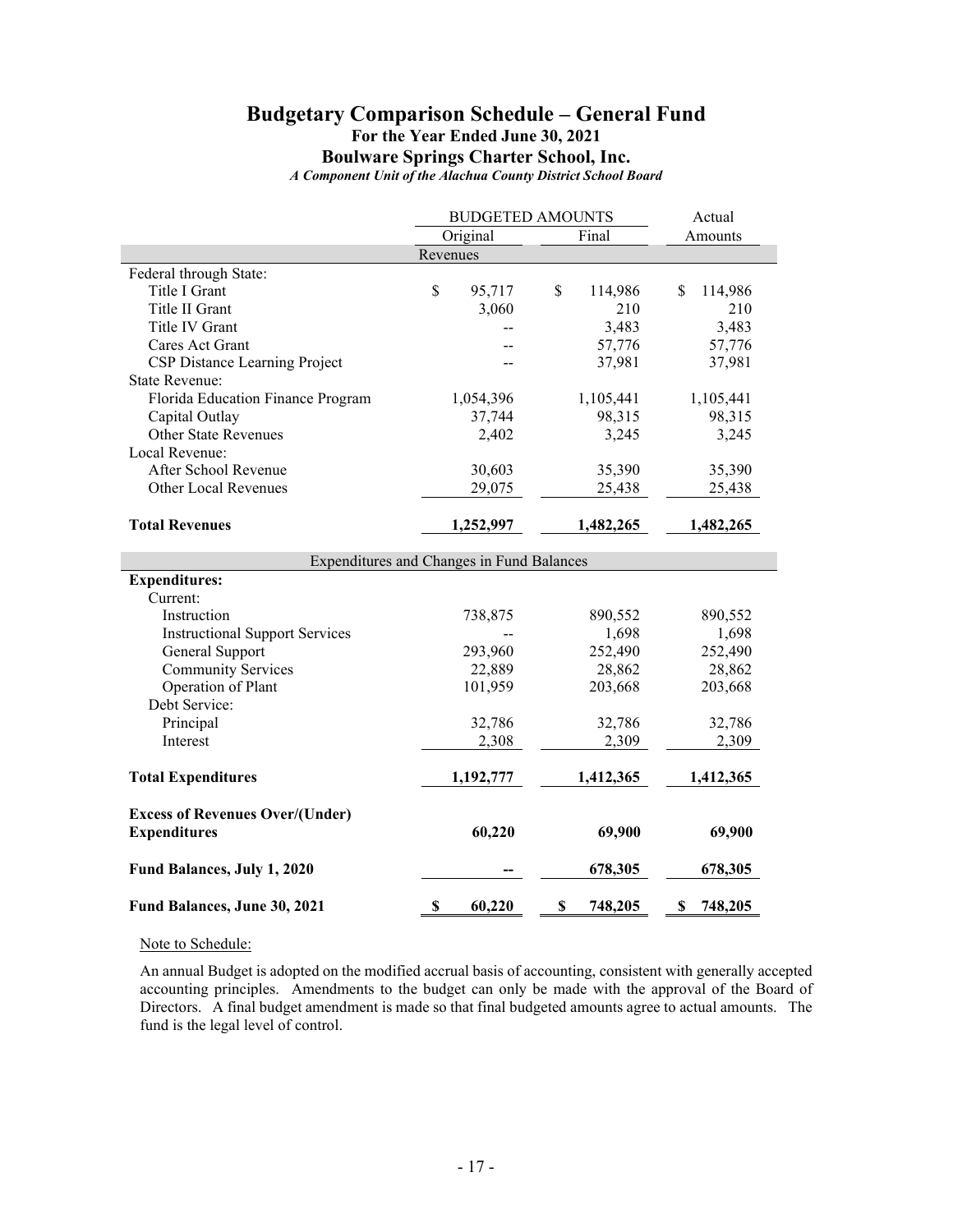# Budgetary Comparison Schedule – General Fund

**For the Year Ended June 30, 2021**

**Boulware Springs Charter School, Inc.**

***A Component Unit of the Alachua County District School Board***

| | BUDGETED AMOUNTS | | Actual |
|---|---|---|---|
| | Original | Final | Amounts |
| **Revenues** | | | |
| Federal through State: | | | |
| Title I Grant | $ 95,717 | $ 114,986 | $ 114,986 |
| Title II Grant | 3,060 | 210 | 210 |
| Title IV Grant | -- | 3,483 | 3,483 |
| Cares Act Grant | -- | 57,776 | 57,776 |
| CSP Distance Learning Project | -- | 37,981 | 37,981 |
| State Revenue: | | | |
| Florida Education Finance Program | 1,054,396 | 1,105,441 | 1,105,441 |
| Capital Outlay | 37,744 | 98,315 | 98,315 |
| Other State Revenues | 2,402 | 3,245 | 3,245 |
| Local Revenue: | | | |
| After School Revenue | 30,603 | 35,390 | 35,390 |
| Other Local Revenues | 29,075 | 25,438 | 25,438 |
| **Total Revenues** | **1,252,997** | **1,482,265** | **1,482,265** |
| **Expenditures and Changes in Fund Balances** | | | |
| **Expenditures:** | | | |
| Current: | | | |
| Instruction | 738,875 | 890,552 | 890,552 |
| Instructional Support Services | -- | 1,698 | 1,698 |
| General Support | 293,960 | 252,490 | 252,490 |
| Community Services | 22,889 | 28,862 | 28,862 |
| Operation of Plant | 101,959 | 203,668 | 203,668 |
| Debt Service: | | | |
| Principal | 32,786 | 32,786 | 32,786 |
| Interest | 2,308 | 2,309 | 2,309 |
| **Total Expenditures** | **1,192,777** | **1,412,365** | **1,412,365** |
| **Excess of Revenues Over/(Under) Expenditures** | **60,220** | **69,900** | **69,900** |
| **Fund Balances, July 1, 2020** | **--** | **678,305** | **678,305** |
| **Fund Balances, June 30, 2021** | **$ 60,220** | **$ 748,205** | **$ 748,205** |

Note to Schedule:

An annual Budget is adopted on the modified accrual basis of accounting, consistent with generally accepted accounting principles. Amendments to the budget can only be made with the approval of the Board of Directors. A final budget amendment is made so that final budgeted amounts agree to actual amounts. The fund is the legal level of control.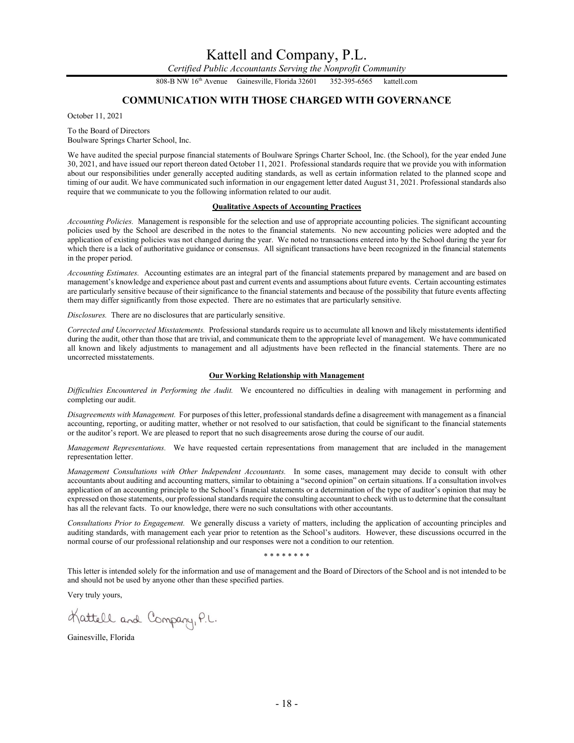# Kattell and Company, P.L.

*Certified Public Accountants Serving the Nonprofit Community*

808-B NW 16th Avenue Gainesville, Florida 32601 352-395-6565 kattell.com

## COMMUNICATION WITH THOSE CHARGED WITH GOVERNANCE

October 11, 2021

To the Board of Directors
Boulware Springs Charter School, Inc.

We have audited the special purpose financial statements of Boulware Springs Charter School, Inc. (the School), for the year ended June 30, 2021, and have issued our report thereon dated October 11, 2021. Professional standards require that we provide you with information about our responsibilities under generally accepted auditing standards, as well as certain information related to the planned scope and timing of our audit. We have communicated such information in our engagement letter dated August 31, 2021. Professional standards also require that we communicate to you the following information related to our audit.

### Qualitative Aspects of Accounting Practices

*Accounting Policies.* Management is responsible for the selection and use of appropriate accounting policies. The significant accounting policies used by the School are described in the notes to the financial statements. No new accounting policies were adopted and the application of existing policies was not changed during the year. We noted no transactions entered into by the School during the year for which there is a lack of authoritative guidance or consensus. All significant transactions have been recognized in the financial statements in the proper period.

*Accounting Estimates.* Accounting estimates are an integral part of the financial statements prepared by management and are based on management's knowledge and experience about past and current events and assumptions about future events. Certain accounting estimates are particularly sensitive because of their significance to the financial statements and because of the possibility that future events affecting them may differ significantly from those expected. There are no estimates that are particularly sensitive.

*Disclosures.* There are no disclosures that are particularly sensitive.

*Corrected and Uncorrected Misstatements.* Professional standards require us to accumulate all known and likely misstatements identified during the audit, other than those that are trivial, and communicate them to the appropriate level of management. We have communicated all known and likely adjustments to management and all adjustments have been reflected in the financial statements. There are no uncorrected misstatements.

### Our Working Relationship with Management

*Difficulties Encountered in Performing the Audit.* We encountered no difficulties in dealing with management in performing and completing our audit.

*Disagreements with Management.* For purposes of this letter, professional standards define a disagreement with management as a financial accounting, reporting, or auditing matter, whether or not resolved to our satisfaction, that could be significant to the financial statements or the auditor's report. We are pleased to report that no such disagreements arose during the course of our audit.

*Management Representations.* We have requested certain representations from management that are included in the management representation letter.

*Management Consultations with Other Independent Accountants.* In some cases, management may decide to consult with other accountants about auditing and accounting matters, similar to obtaining a "second opinion" on certain situations. If a consultation involves application of an accounting principle to the School's financial statements or a determination of the type of auditor's opinion that may be expressed on those statements, our professional standards require the consulting accountant to check with us to determine that the consultant has all the relevant facts. To our knowledge, there were no such consultations with other accountants.

*Consultations Prior to Engagement.* We generally discuss a variety of matters, including the application of accounting principles and auditing standards, with management each year prior to retention as the School's auditors. However, these discussions occurred in the normal course of our professional relationship and our responses were not a condition to our retention.

\* \* \* \* \* \* \* \*

This letter is intended solely for the information and use of management and the Board of Directors of the School and is not intended to be and should not be used by anyone other than these specified parties.

Very truly yours,

Kattell and Company, P.L.

Gainesville, Florida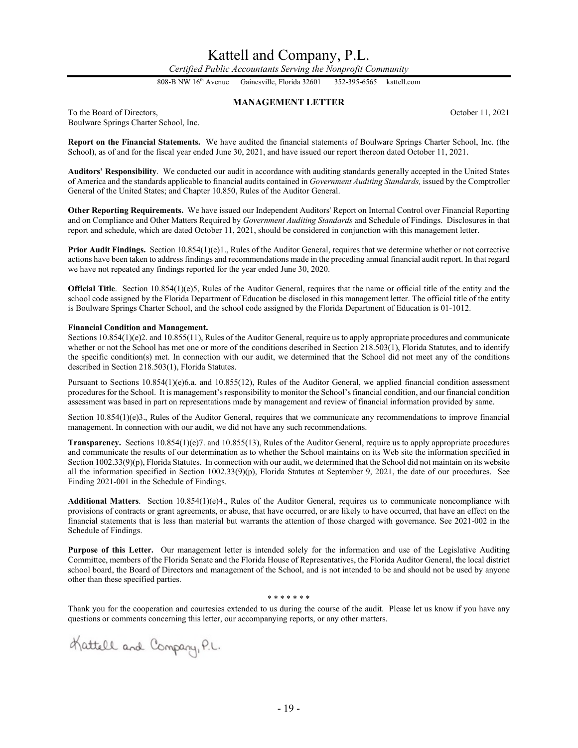# Kattell and Company, P.L.

*Certified Public Accountants Serving the Nonprofit Community*

808-B NW 16th Avenue Gainesville, Florida 32601 352-395-6565 kattell.com

## MANAGEMENT LETTER

To the Board of Directors,
Boulware Springs Charter School, Inc.

October 11, 2021

**Report on the Financial Statements.** We have audited the financial statements of Boulware Springs Charter School, Inc. (the School), as of and for the fiscal year ended June 30, 2021, and have issued our report thereon dated October 11, 2021.

**Auditors' Responsibility**. We conducted our audit in accordance with auditing standards generally accepted in the United States of America and the standards applicable to financial audits contained in *Government Auditing Standards,* issued by the Comptroller General of the United States; and Chapter 10.850, Rules of the Auditor General.

**Other Reporting Requirements.** We have issued our Independent Auditors' Report on Internal Control over Financial Reporting and on Compliance and Other Matters Required by *Government Auditing Standards* and Schedule of Findings. Disclosures in that report and schedule, which are dated October 11, 2021, should be considered in conjunction with this management letter.

**Prior Audit Findings.** Section 10.854(1)(e)1., Rules of the Auditor General, requires that we determine whether or not corrective actions have been taken to address findings and recommendations made in the preceding annual financial audit report. In that regard we have not repeated any findings reported for the year ended June 30, 2020.

**Official Title**. Section 10.854(1)(e)5, Rules of the Auditor General, requires that the name or official title of the entity and the school code assigned by the Florida Department of Education be disclosed in this management letter. The official title of the entity is Boulware Springs Charter School, and the school code assigned by the Florida Department of Education is 01-1012.

**Financial Condition and Management.**
Sections 10.854(1)(e)2. and 10.855(11), Rules of the Auditor General, require us to apply appropriate procedures and communicate whether or not the School has met one or more of the conditions described in Section 218.503(1), Florida Statutes, and to identify the specific condition(s) met. In connection with our audit, we determined that the School did not meet any of the conditions described in Section 218.503(1), Florida Statutes.

Pursuant to Sections 10.854(1)(e)6.a. and 10.855(12), Rules of the Auditor General, we applied financial condition assessment procedures for the School. It is management's responsibility to monitor the School's financial condition, and our financial condition assessment was based in part on representations made by management and review of financial information provided by same.

Section 10.854(1)(e)3., Rules of the Auditor General, requires that we communicate any recommendations to improve financial management. In connection with our audit, we did not have any such recommendations.

**Transparency.** Sections 10.854(1)(e)7. and 10.855(13), Rules of the Auditor General, require us to apply appropriate procedures and communicate the results of our determination as to whether the School maintains on its Web site the information specified in Section 1002.33(9)(p), Florida Statutes. In connection with our audit, we determined that the School did not maintain on its website all the information specified in Section 1002.33(9)(p), Florida Statutes at September 9, 2021, the date of our procedures. See Finding 2021-001 in the Schedule of Findings.

**Additional Matters**. Section 10.854(1)(e)4., Rules of the Auditor General, requires us to communicate noncompliance with provisions of contracts or grant agreements, or abuse, that have occurred, or are likely to have occurred, that have an effect on the financial statements that is less than material but warrants the attention of those charged with governance. See 2021-002 in the Schedule of Findings.

**Purpose of this Letter.** Our management letter is intended solely for the information and use of the Legislative Auditing Committee, members of the Florida Senate and the Florida House of Representatives, the Florida Auditor General, the local district school board, the Board of Directors and management of the School, and is not intended to be and should not be used by anyone other than these specified parties.

\* \* \* \* \* \* \*

Thank you for the cooperation and courtesies extended to us during the course of the audit. Please let us know if you have any questions or comments concerning this letter, our accompanying reports, or any other matters.

Kattell and Company, P.L.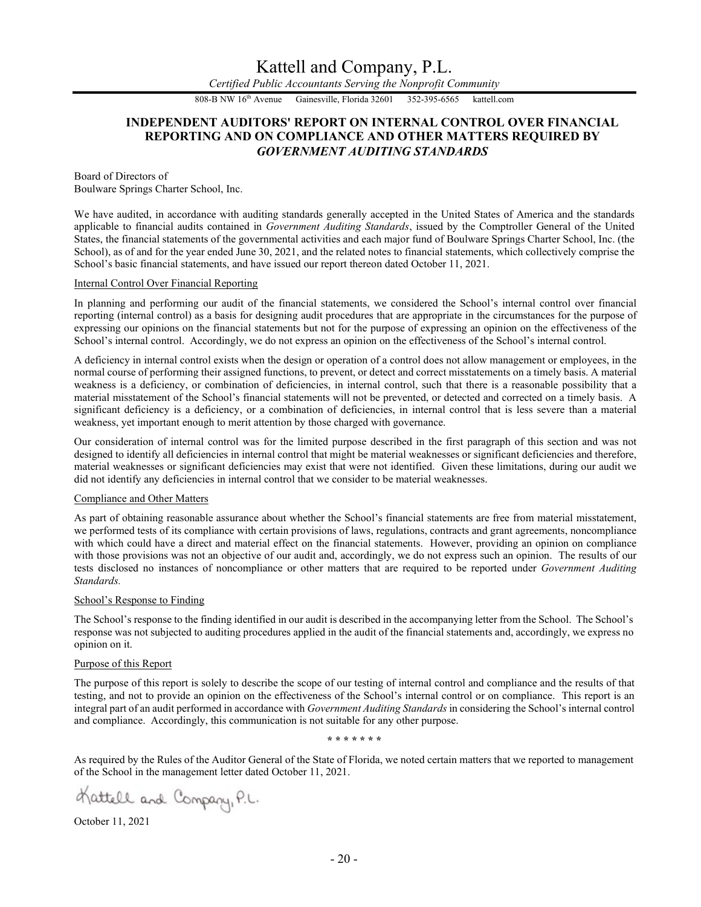# Kattell and Company, P.L.

*Certified Public Accountants Serving the Nonprofit Community*

808-B NW 16th Avenue Gainesville, Florida 32601 352-395-6565 kattell.com

## INDEPENDENT AUDITORS' REPORT ON INTERNAL CONTROL OVER FINANCIAL REPORTING AND ON COMPLIANCE AND OTHER MATTERS REQUIRED BY *GOVERNMENT AUDITING STANDARDS*

Board of Directors of
Boulware Springs Charter School, Inc.

We have audited, in accordance with auditing standards generally accepted in the United States of America and the standards applicable to financial audits contained in *Government Auditing Standards*, issued by the Comptroller General of the United States, the financial statements of the governmental activities and each major fund of Boulware Springs Charter School, Inc. (the School), as of and for the year ended June 30, 2021, and the related notes to financial statements, which collectively comprise the School's basic financial statements, and have issued our report thereon dated October 11, 2021.

Internal Control Over Financial Reporting

In planning and performing our audit of the financial statements, we considered the School's internal control over financial reporting (internal control) as a basis for designing audit procedures that are appropriate in the circumstances for the purpose of expressing our opinions on the financial statements but not for the purpose of expressing an opinion on the effectiveness of the School's internal control. Accordingly, we do not express an opinion on the effectiveness of the School's internal control.

A deficiency in internal control exists when the design or operation of a control does not allow management or employees, in the normal course of performing their assigned functions, to prevent, or detect and correct misstatements on a timely basis. A material weakness is a deficiency, or combination of deficiencies, in internal control, such that there is a reasonable possibility that a material misstatement of the School's financial statements will not be prevented, or detected and corrected on a timely basis. A significant deficiency is a deficiency, or a combination of deficiencies, in internal control that is less severe than a material weakness, yet important enough to merit attention by those charged with governance.

Our consideration of internal control was for the limited purpose described in the first paragraph of this section and was not designed to identify all deficiencies in internal control that might be material weaknesses or significant deficiencies and therefore, material weaknesses or significant deficiencies may exist that were not identified. Given these limitations, during our audit we did not identify any deficiencies in internal control that we consider to be material weaknesses.

Compliance and Other Matters

As part of obtaining reasonable assurance about whether the School's financial statements are free from material misstatement, we performed tests of its compliance with certain provisions of laws, regulations, contracts and grant agreements, noncompliance with which could have a direct and material effect on the financial statements. However, providing an opinion on compliance with those provisions was not an objective of our audit and, accordingly, we do not express such an opinion. The results of our tests disclosed no instances of noncompliance or other matters that are required to be reported under *Government Auditing Standards.*

School's Response to Finding

The School's response to the finding identified in our audit is described in the accompanying letter from the School. The School's response was not subjected to auditing procedures applied in the audit of the financial statements and, accordingly, we express no opinion on it.

Purpose of this Report

The purpose of this report is solely to describe the scope of our testing of internal control and compliance and the results of that testing, and not to provide an opinion on the effectiveness of the School's internal control or on compliance. This report is an integral part of an audit performed in accordance with *Government Auditing Standards* in considering the School's internal control and compliance. Accordingly, this communication is not suitable for any other purpose.

\* \* \* \* \* \* \*

As required by the Rules of the Auditor General of the State of Florida, we noted certain matters that we reported to management of the School in the management letter dated October 11, 2021.

Kattell and Company, P.L.

October 11, 2021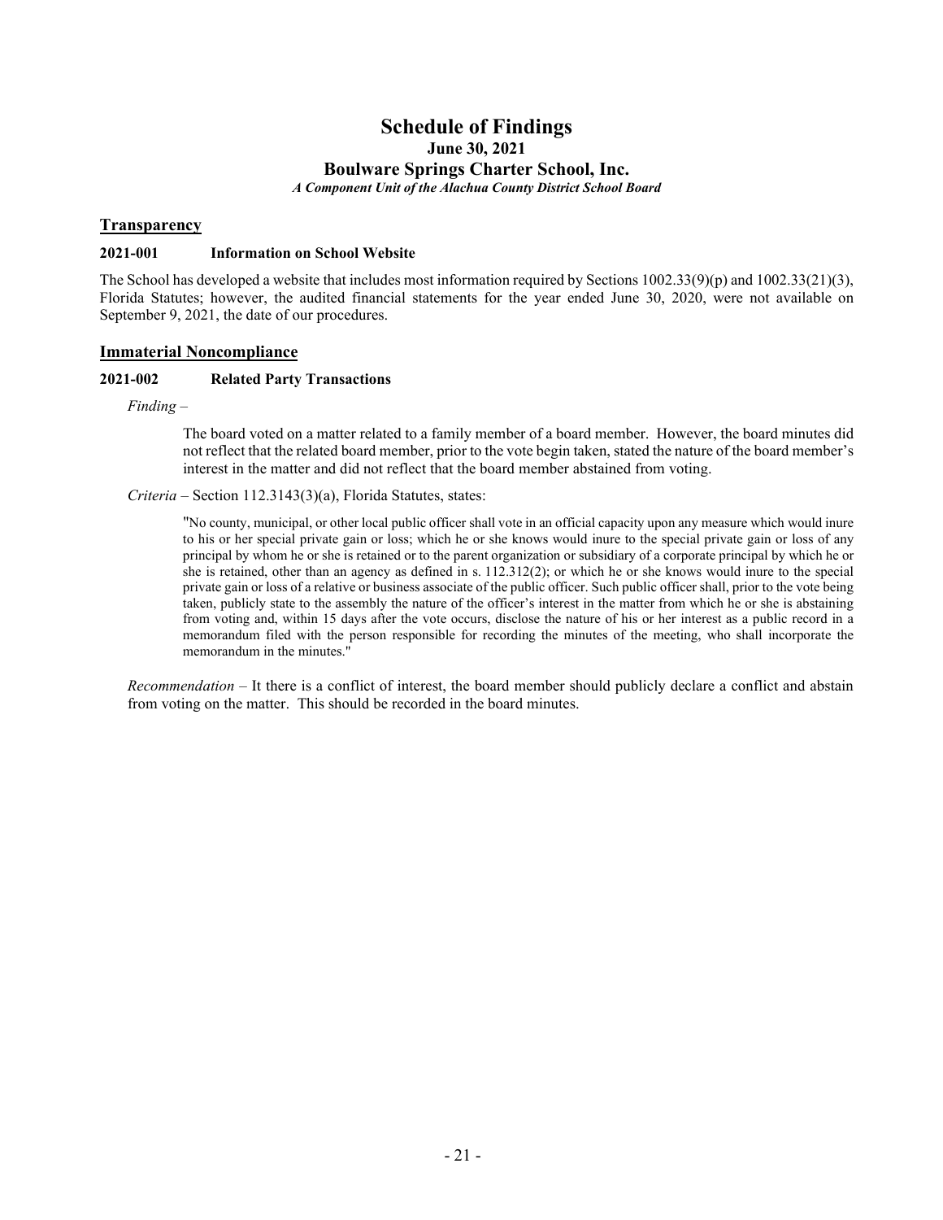# Schedule of Findings

**June 30, 2021**

**Boulware Springs Charter School, Inc.**

***A Component Unit of the Alachua County District School Board***

## Transparency

**2021-001 Information on School Website**

The School has developed a website that includes most information required by Sections 1002.33(9)(p) and 1002.33(21)(3), Florida Statutes; however, the audited financial statements for the year ended June 30, 2020, were not available on September 9, 2021, the date of our procedures.

## Immaterial Noncompliance

**2021-002 Related Party Transactions**

*Finding* –

> The board voted on a matter related to a family member of a board member. However, the board minutes did not reflect that the related board member, prior to the vote begin taken, stated the nature of the board member's interest in the matter and did not reflect that the board member abstained from voting.

*Criteria* – Section 112.3143(3)(a), Florida Statutes, states:

> "No county, municipal, or other local public officer shall vote in an official capacity upon any measure which would inure to his or her special private gain or loss; which he or she knows would inure to the special private gain or loss of any principal by whom he or she is retained or to the parent organization or subsidiary of a corporate principal by which he or she is retained, other than an agency as defined in s. 112.312(2); or which he or she knows would inure to the special private gain or loss of a relative or business associate of the public officer. Such public officer shall, prior to the vote being taken, publicly state to the assembly the nature of the officer's interest in the matter from which he or she is abstaining from voting and, within 15 days after the vote occurs, disclose the nature of his or her interest as a public record in a memorandum filed with the person responsible for recording the minutes of the meeting, who shall incorporate the memorandum in the minutes."

*Recommendation* – It there is a conflict of interest, the board member should publicly declare a conflict and abstain from voting on the matter. This should be recorded in the board minutes.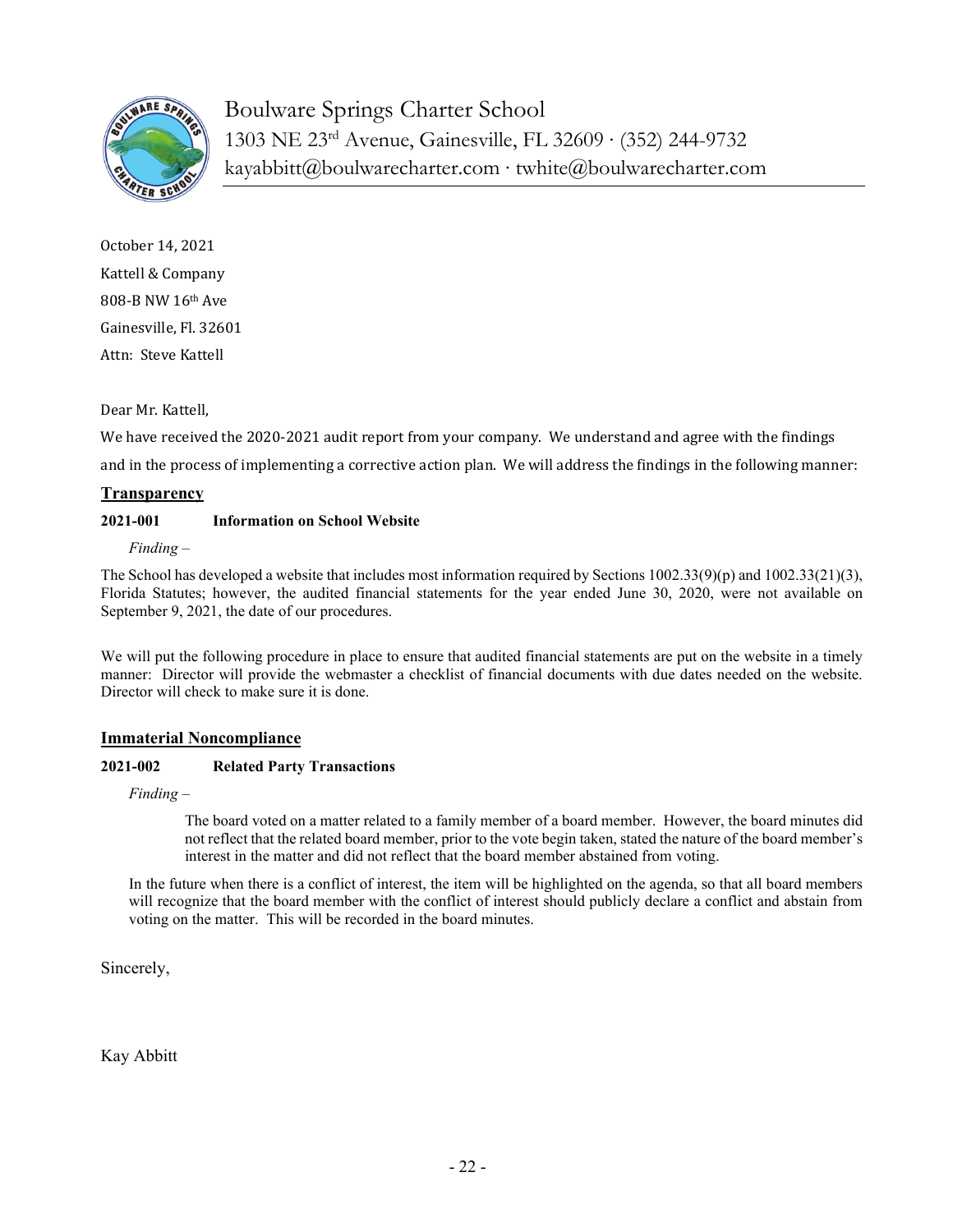# Boulware Springs Charter School

1303 NE 23rd Avenue, Gainesville, FL 32609 · (352) 244-9732
kayabbitt@boulwarecharter.com · twhite@boulwarecharter.com

October 14, 2021

Kattell & Company

808-B NW 16th Ave

Gainesville, Fl. 32601

Attn: Steve Kattell

Dear Mr. Kattell,

We have received the 2020-2021 audit report from your company. We understand and agree with the findings and in the process of implementing a corrective action plan. We will address the findings in the following manner:

## Transparency

**2021-001 Information on School Website**

*Finding –*

The School has developed a website that includes most information required by Sections 1002.33(9)(p) and 1002.33(21)(3), Florida Statutes; however, the audited financial statements for the year ended June 30, 2020, were not available on September 9, 2021, the date of our procedures.

We will put the following procedure in place to ensure that audited financial statements are put on the website in a timely manner: Director will provide the webmaster a checklist of financial documents with due dates needed on the website. Director will check to make sure it is done.

## Immaterial Noncompliance

**2021-002 Related Party Transactions**

*Finding –*

The board voted on a matter related to a family member of a board member. However, the board minutes did not reflect that the related board member, prior to the vote begin taken, stated the nature of the board member's interest in the matter and did not reflect that the board member abstained from voting.

In the future when there is a conflict of interest, the item will be highlighted on the agenda, so that all board members will recognize that the board member with the conflict of interest should publicly declare a conflict and abstain from voting on the matter. This will be recorded in the board minutes.

Sincerely,

Kay Abbitt